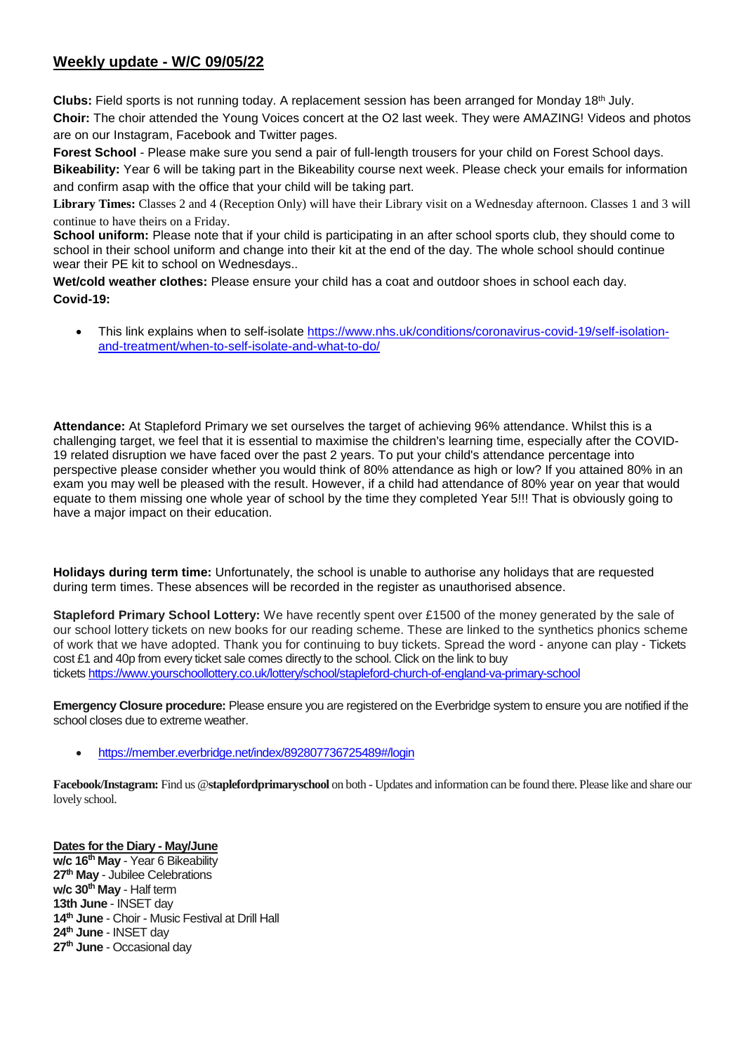## Weekly update - W/C 09/05/22

**Clubs:** Field sports is not running today. A replacement session has been arranged for Monday 18th July.

**Choir:** The choir attended the Young Voices concert at the O2 last week. They were AMAZING! Videos and photos are on our Instagram, Facebook and Twitter pages.

**Forest School** - Please make sure you send a pair of full-length trousers for your child on Forest School days.

**Bikeability:** Year 6 will be taking part in the Bikeability course next week. Please check your emails for information and confirm asap with the office that your child will be taking part.

**Library Times:** Classes 2 and 4 (Reception Only) will have their Library visit on a Wednesday afternoon. Classes 1 and 3 will continue to have theirs on a Friday.

**School uniform:** Please note that if your child is participating in an after school sports club, they should come to school in their school uniform and change into their kit at the end of the day. The whole school should continue wear their PE kit to school on Wednesdays..

**Wet/cold weather clothes:** Please ensure your child has a coat and outdoor shoes in school each day.

**Covid-19:**

- This link explains when to self-isolate https://www.nhs.uk/conditions/coronavirus-covid-19/self-isolation-and-treatment/when-to-self-isolate-and-what-to-do/

**Attendance:** At Stapleford Primary we set ourselves the target of achieving 96% attendance. Whilst this is a challenging target, we feel that it is essential to maximise the children's learning time, especially after the COVID-19 related disruption we have faced over the past 2 years. To put your child's attendance percentage into perspective please consider whether you would think of 80% attendance as high or low? If you attained 80% in an exam you may well be pleased with the result. However, if a child had attendance of 80% year on year that would equate to them missing one whole year of school by the time they completed Year 5!!! That is obviously going to have a major impact on their education.

**Holidays during term time:** Unfortunately, the school is unable to authorise any holidays that are requested during term times. These absences will be recorded in the register as unauthorised absence.

**Stapleford Primary School Lottery:** We have recently spent over £1500 of the money generated by the sale of our school lottery tickets on new books for our reading scheme. These are linked to the synthetics phonics scheme of work that we have adopted. Thank you for continuing to buy tickets. Spread the word - anyone can play - Tickets cost £1 and 40p from every ticket sale comes directly to the school. Click on the link to buy tickets https://www.yourschoollottery.co.uk/lottery/school/stapleford-church-of-england-va-primary-school

**Emergency Closure procedure:** Please ensure you are registered on the Everbridge system to ensure you are notified if the school closes due to extreme weather.

- https://member.everbridge.net/index/892807736725489#/login

**Facebook/Instagram:** Find us @**staplefordprimaryschool** on both - Updates and information can be found there. Please like and share our lovely school.

**Dates for the Diary - May/June**

**w/c 16th May** - Year 6 Bikeability
**27th May** - Jubilee Celebrations
**w/c 30th May** - Half term
**13th June** - INSET day
**14th June** - Choir - Music Festival at Drill Hall
**24th June** - INSET day
**27th June** - Occasional day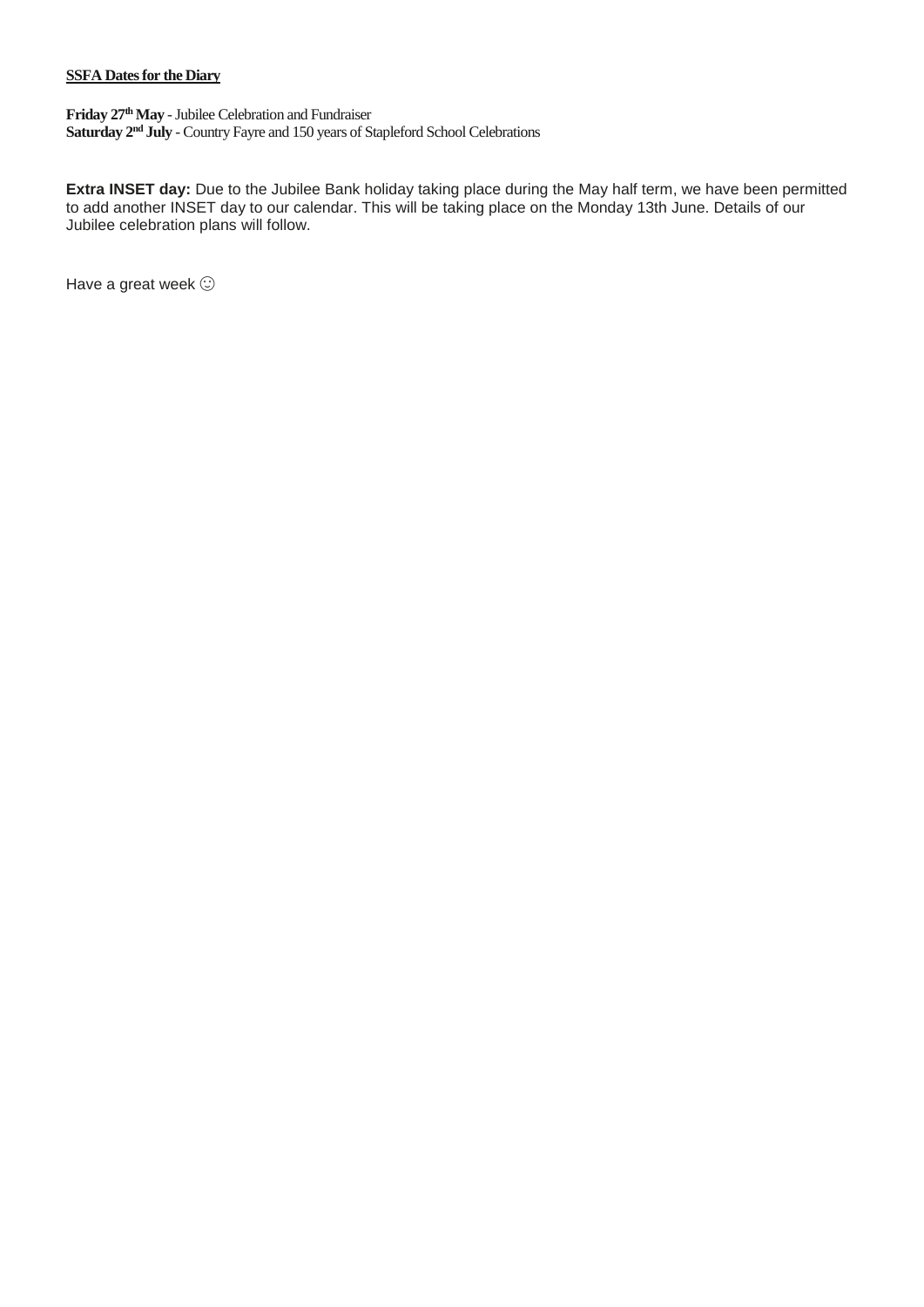**SSFA Dates for the Diary**

**Friday 27th May** - Jubilee Celebration and Fundraiser
**Saturday 2nd July** - Country Fayre and 150 years of Stapleford School Celebrations

**Extra INSET day:** Due to the Jubilee Bank holiday taking place during the May half term, we have been permitted to add another INSET day to our calendar. This will be taking place on the Monday 13th June. Details of our Jubilee celebration plans will follow.

Have a great week ☺